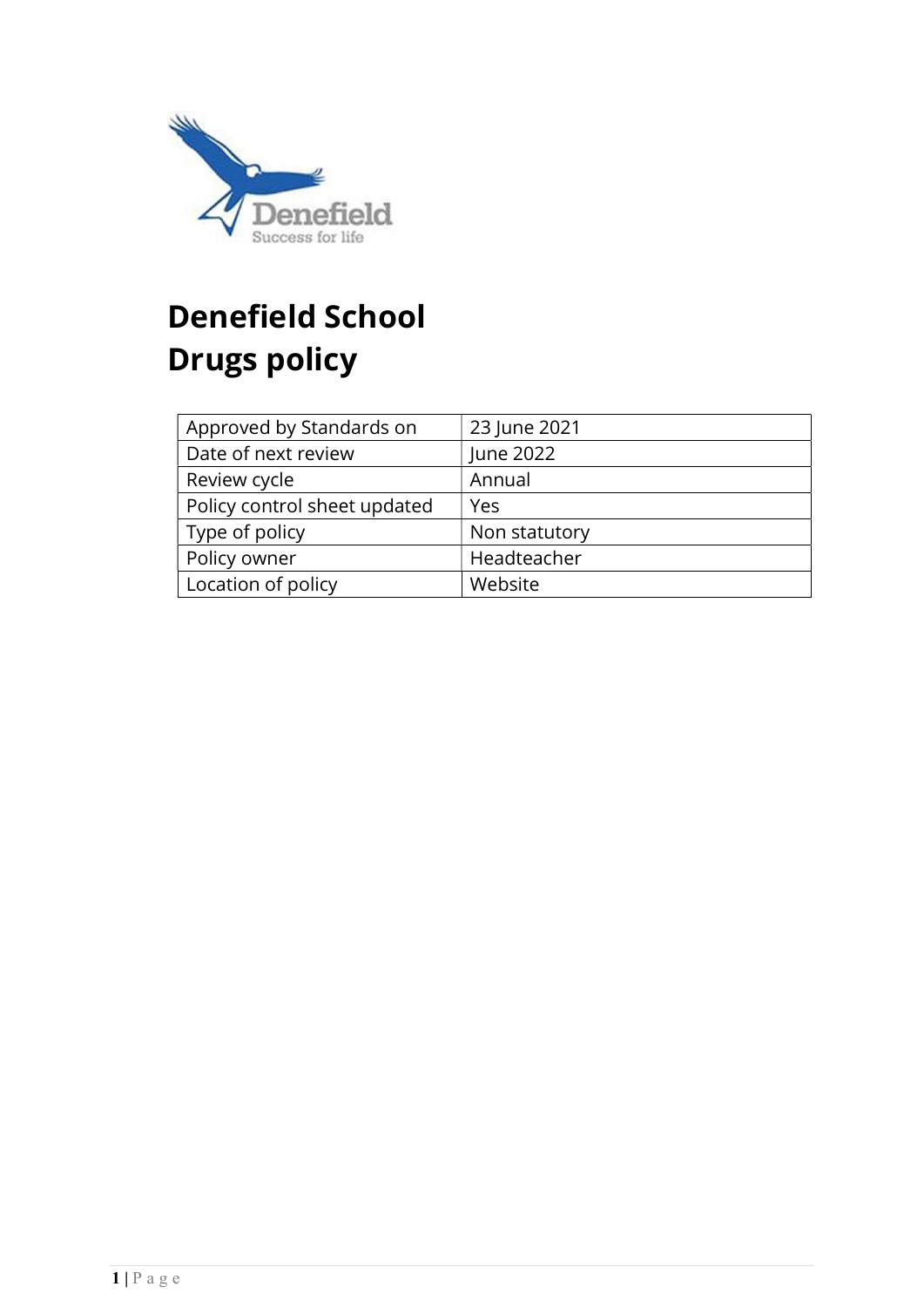# Denefield School
# Drugs policy

| Approved by Standards on | 23 June 2021 |
|---|---|
| Date of next review | June 2022 |
| Review cycle | Annual |
| Policy control sheet updated | Yes |
| Type of policy | Non statutory |
| Policy owner | Headteacher |
| Location of policy | Website |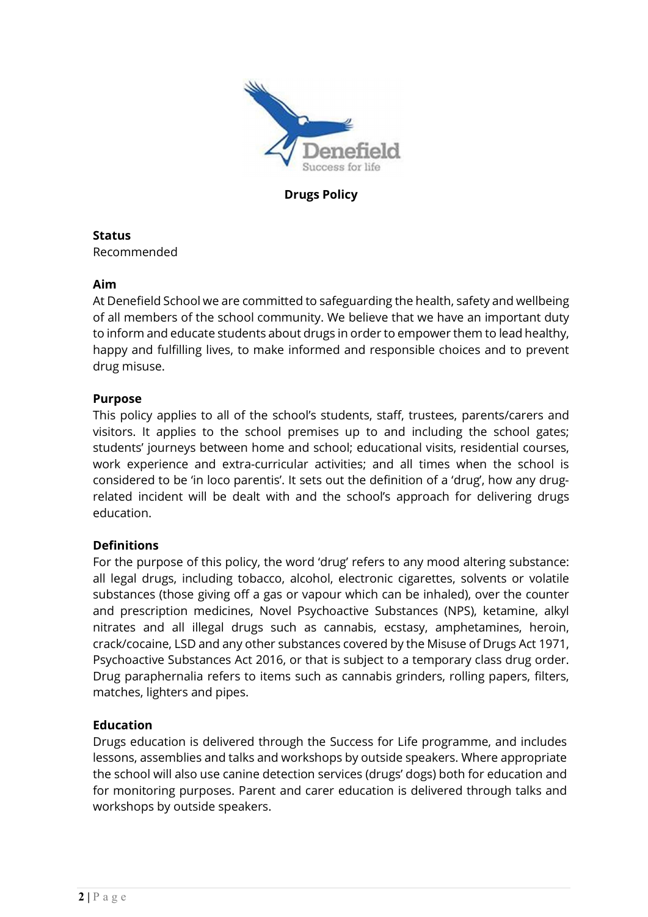# Drugs Policy

**Status**

Recommended

**Aim**

At Denefield School we are committed to safeguarding the health, safety and wellbeing of all members of the school community. We believe that we have an important duty to inform and educate students about drugs in order to empower them to lead healthy, happy and fulfilling lives, to make informed and responsible choices and to prevent drug misuse.

**Purpose**

This policy applies to all of the school's students, staff, trustees, parents/carers and visitors. It applies to the school premises up to and including the school gates; students' journeys between home and school; educational visits, residential courses, work experience and extra-curricular activities; and all times when the school is considered to be 'in loco parentis'. It sets out the definition of a 'drug', how any drug-related incident will be dealt with and the school's approach for delivering drugs education.

**Definitions**

For the purpose of this policy, the word 'drug' refers to any mood altering substance: all legal drugs, including tobacco, alcohol, electronic cigarettes, solvents or volatile substances (those giving off a gas or vapour which can be inhaled), over the counter and prescription medicines, Novel Psychoactive Substances (NPS), ketamine, alkyl nitrates and all illegal drugs such as cannabis, ecstasy, amphetamines, heroin, crack/cocaine, LSD and any other substances covered by the Misuse of Drugs Act 1971, Psychoactive Substances Act 2016, or that is subject to a temporary class drug order. Drug paraphernalia refers to items such as cannabis grinders, rolling papers, filters, matches, lighters and pipes.

**Education**

Drugs education is delivered through the Success for Life programme, and includes lessons, assemblies and talks and workshops by outside speakers. Where appropriate the school will also use canine detection services (drugs' dogs) both for education and for monitoring purposes. Parent and carer education is delivered through talks and workshops by outside speakers.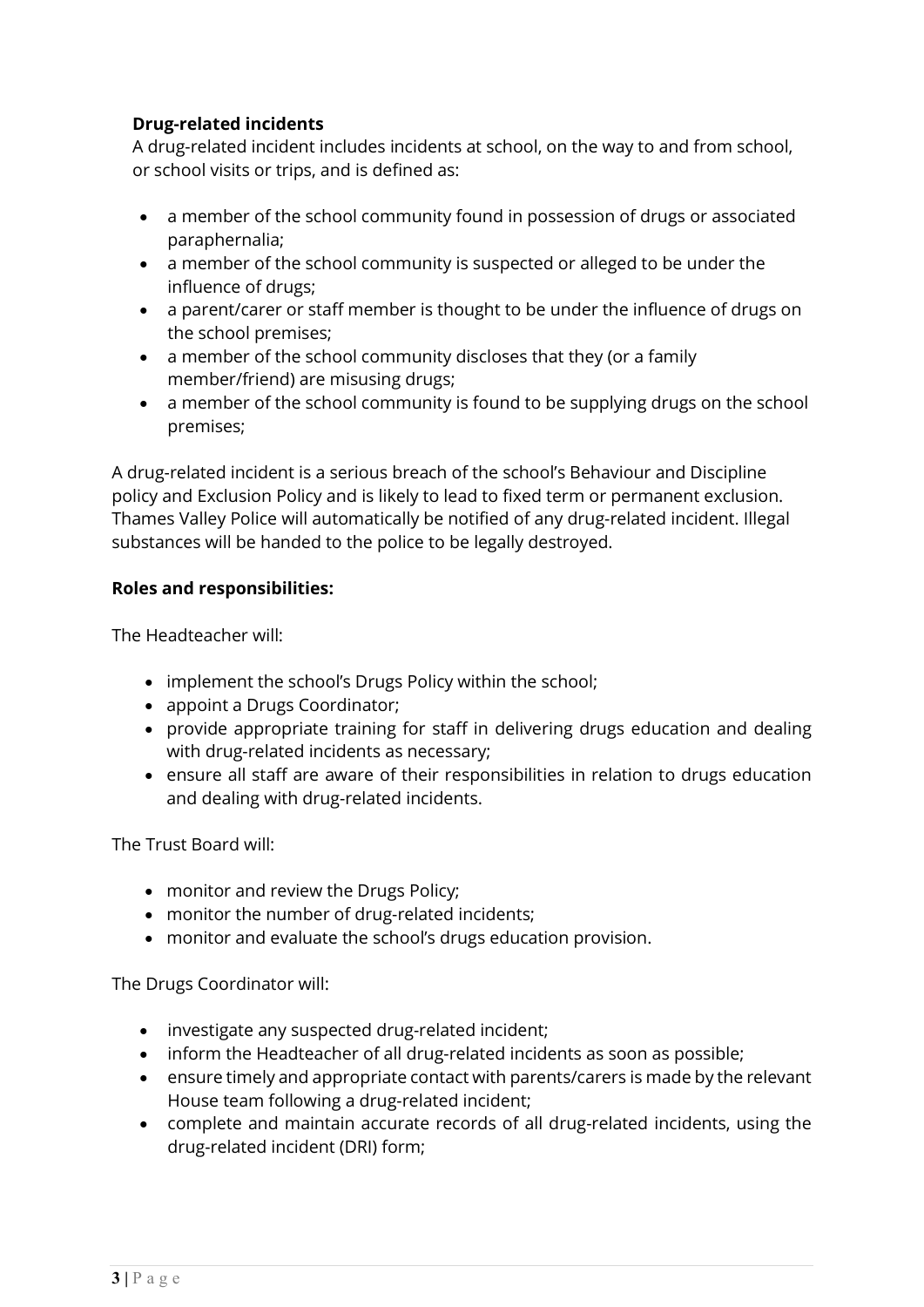**Drug-related incidents**

A drug-related incident includes incidents at school, on the way to and from school, or school visits or trips, and is defined as:

- a member of the school community found in possession of drugs or associated paraphernalia;
- a member of the school community is suspected or alleged to be under the influence of drugs;
- a parent/carer or staff member is thought to be under the influence of drugs on the school premises;
- a member of the school community discloses that they (or a family member/friend) are misusing drugs;
- a member of the school community is found to be supplying drugs on the school premises;

A drug-related incident is a serious breach of the school's Behaviour and Discipline policy and Exclusion Policy and is likely to lead to fixed term or permanent exclusion. Thames Valley Police will automatically be notified of any drug-related incident. Illegal substances will be handed to the police to be legally destroyed.

**Roles and responsibilities:**

The Headteacher will:

- implement the school's Drugs Policy within the school;
- appoint a Drugs Coordinator;
- provide appropriate training for staff in delivering drugs education and dealing with drug-related incidents as necessary;
- ensure all staff are aware of their responsibilities in relation to drugs education and dealing with drug-related incidents.

The Trust Board will:

- monitor and review the Drugs Policy;
- monitor the number of drug-related incidents;
- monitor and evaluate the school's drugs education provision.

The Drugs Coordinator will:

- investigate any suspected drug-related incident;
- inform the Headteacher of all drug-related incidents as soon as possible;
- ensure timely and appropriate contact with parents/carers is made by the relevant House team following a drug-related incident;
- complete and maintain accurate records of all drug-related incidents, using the drug-related incident (DRI) form;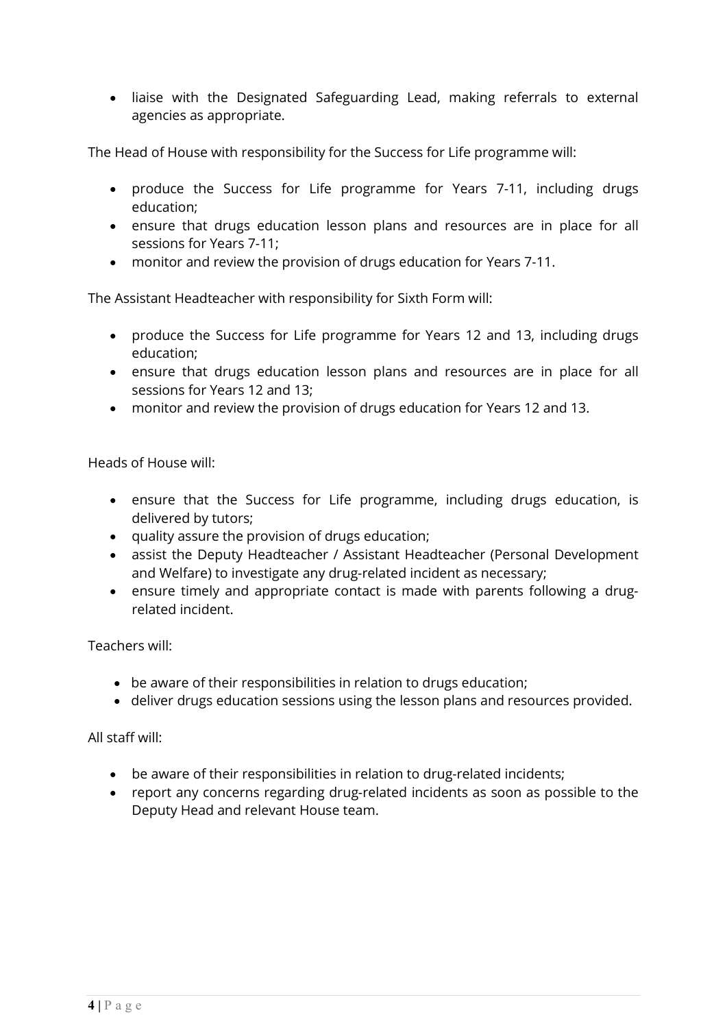- liaise with the Designated Safeguarding Lead, making referrals to external agencies as appropriate.

The Head of House with responsibility for the Success for Life programme will:

- produce the Success for Life programme for Years 7-11, including drugs education;
- ensure that drugs education lesson plans and resources are in place for all sessions for Years 7-11;
- monitor and review the provision of drugs education for Years 7-11.

The Assistant Headteacher with responsibility for Sixth Form will:

- produce the Success for Life programme for Years 12 and 13, including drugs education;
- ensure that drugs education lesson plans and resources are in place for all sessions for Years 12 and 13;
- monitor and review the provision of drugs education for Years 12 and 13.

Heads of House will:

- ensure that the Success for Life programme, including drugs education, is delivered by tutors;
- quality assure the provision of drugs education;
- assist the Deputy Headteacher / Assistant Headteacher (Personal Development and Welfare) to investigate any drug-related incident as necessary;
- ensure timely and appropriate contact is made with parents following a drug-related incident.

Teachers will:

- be aware of their responsibilities in relation to drugs education;
- deliver drugs education sessions using the lesson plans and resources provided.

All staff will:

- be aware of their responsibilities in relation to drug-related incidents;
- report any concerns regarding drug-related incidents as soon as possible to the Deputy Head and relevant House team.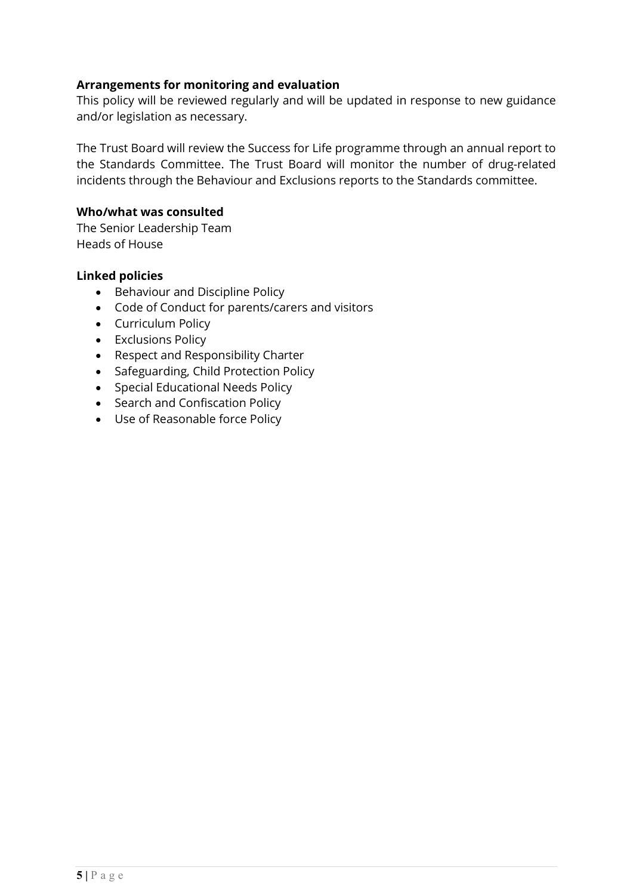**Arrangements for monitoring and evaluation**

This policy will be reviewed regularly and will be updated in response to new guidance and/or legislation as necessary.

The Trust Board will review the Success for Life programme through an annual report to the Standards Committee. The Trust Board will monitor the number of drug-related incidents through the Behaviour and Exclusions reports to the Standards committee.

**Who/what was consulted**

The Senior Leadership Team
Heads of House

**Linked policies**

- Behaviour and Discipline Policy
- Code of Conduct for parents/carers and visitors
- Curriculum Policy
- Exclusions Policy
- Respect and Responsibility Charter
- Safeguarding, Child Protection Policy
- Special Educational Needs Policy
- Search and Confiscation Policy
- Use of Reasonable force Policy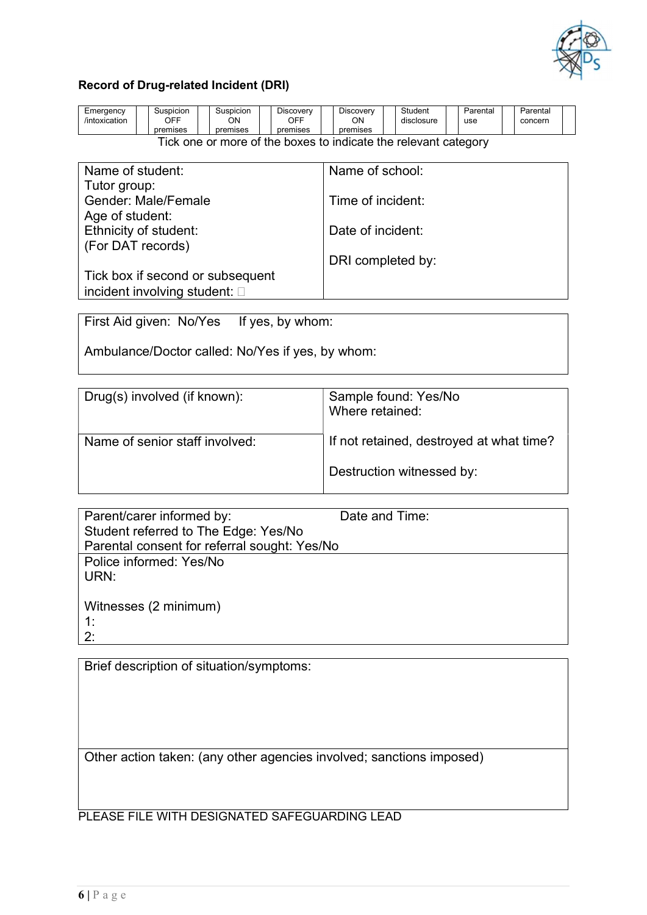**Record of Drug-related Incident (DRI)**

| Emergency /intoxication | | Suspicion OFF premises | | Suspicion ON premises | | Discovery OFF premises | | Discovery ON premises | | Student disclosure | | Parental use | | Parental concern | |
|---|---|---|---|---|---|---|---|---|---|---|---|---|---|---|---|

Tick one or more of the boxes to indicate the relevant category

| | |
|---|---|
| Name of student:<br>Tutor group:<br>Gender: Male/Female<br>Age of student:<br>Ethnicity of student:<br>(For DAT records)<br><br>Tick box if second or subsequent incident involving student: ☐ | Name of school:<br><br>Time of incident:<br><br>Date of incident:<br><br>DRI completed by: |

| |
|---|
| First Aid given: No/Yes If yes, by whom:<br><br>Ambulance/Doctor called: No/Yes if yes, by whom: |

| | |
|---|---|
| Drug(s) involved (if known): | Sample found: Yes/No<br>Where retained: |
| Name of senior staff involved: | If not retained, destroyed at what time?<br><br>Destruction witnessed by: |

| |
|---|
| Parent/carer informed by: Date and Time:<br>Student referred to The Edge: Yes/No<br>Parental consent for referral sought: Yes/No |
| Police informed: Yes/No<br>URN:<br><br>Witnesses (2 minimum)<br>1:<br>2: |

| |
|---|
| Brief description of situation/symptoms: |
| Other action taken: (any other agencies involved; sanctions imposed) |

PLEASE FILE WITH DESIGNATED SAFEGUARDING LEAD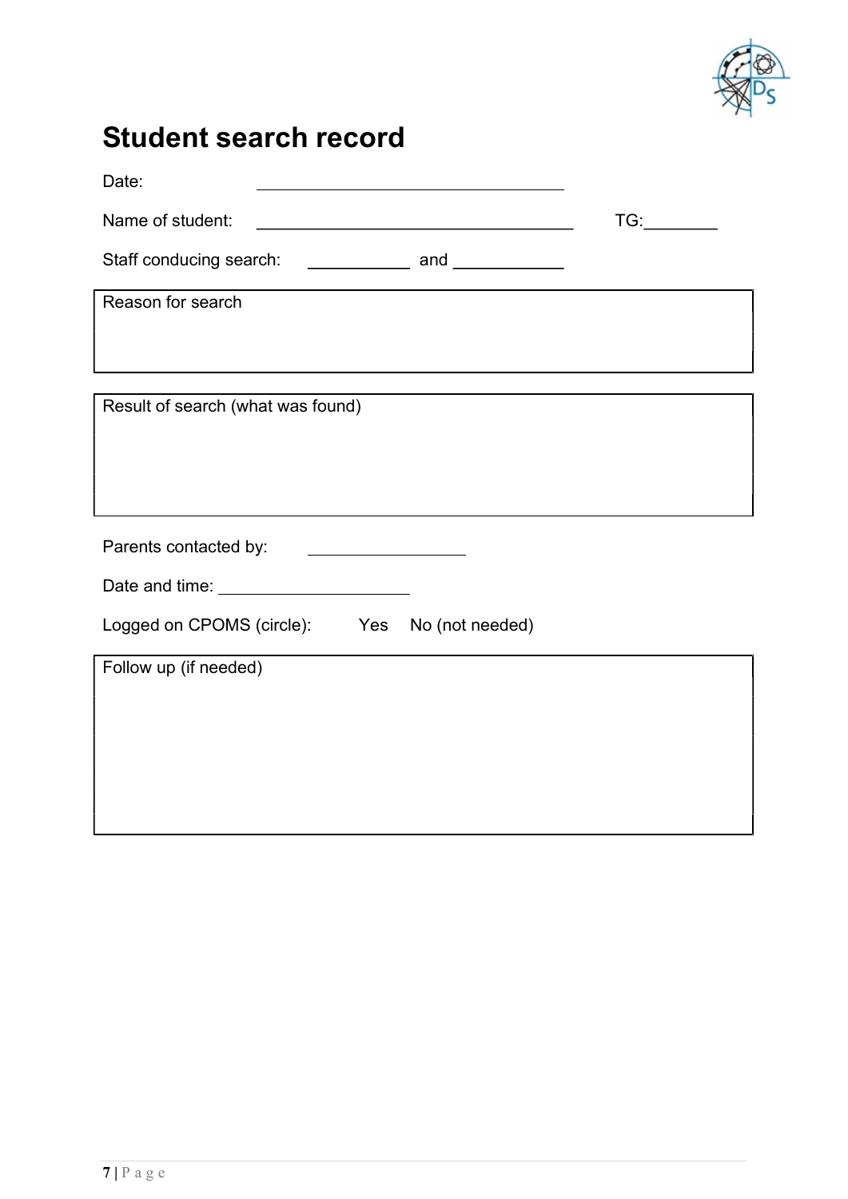# Student search record

Date: ______________________________

Name of student: ______________________________ TG:________

Staff conducing search: ___________ and ___________

| Reason for search |
|---|
| |

| Result of search (what was found) |
|---|
| |

Parents contacted by: ________________

Date and time: ____________________

Logged on CPOMS (circle): Yes No (not needed)

| Follow up (if needed) |
|---|
| |